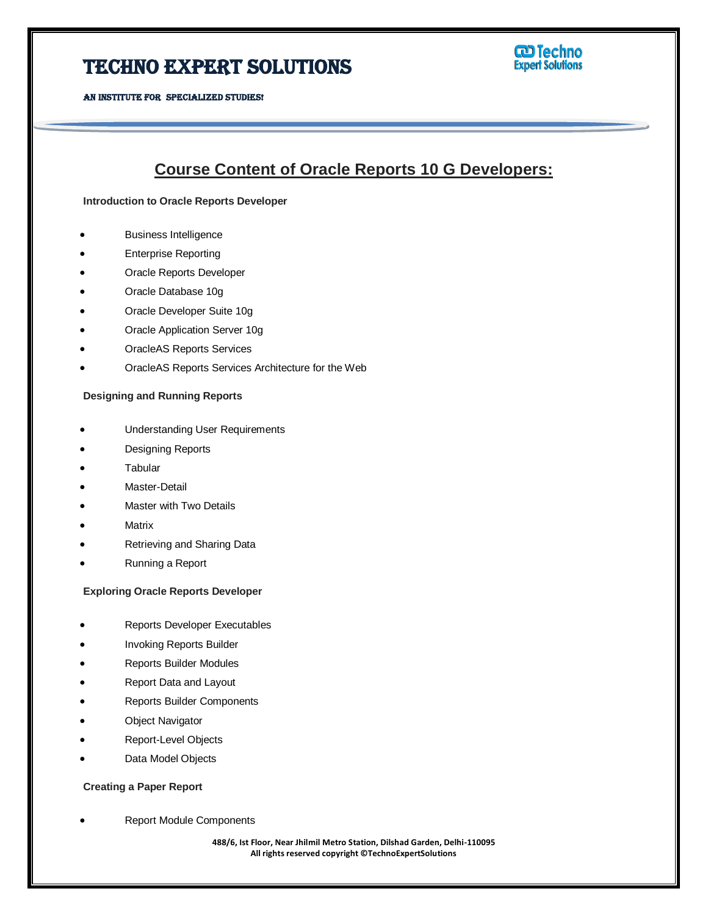# TECHNO EXPERT SOLUTIONS

AN INSTITUTE FOR SPECIALIZED STUDIES!

## Course Content of Oracle Reports 10 G Developers:

**Introduction to Oracle Reports Developer**

- Business Intelligence
- Enterprise Reporting
- Oracle Reports Developer
- Oracle Database 10g
- Oracle Developer Suite 10g
- Oracle Application Server 10g
- OracleAS Reports Services
- OracleAS Reports Services Architecture for the Web

**Designing and Running Reports**

- Understanding User Requirements
- Designing Reports
- Tabular
- Master-Detail
- Master with Two Details
- Matrix
- Retrieving and Sharing Data
- Running a Report

**Exploring Oracle Reports Developer**

- Reports Developer Executables
- Invoking Reports Builder
- Reports Builder Modules
- Report Data and Layout
- Reports Builder Components
- Object Navigator
- Report-Level Objects
- Data Model Objects

**Creating a Paper Report**

- Report Module Components

488/6, Ist Floor, Near Jhilmil Metro Station, Dilshad Garden, Delhi-110095
All rights reserved copyright ©TechnoExpertSolutions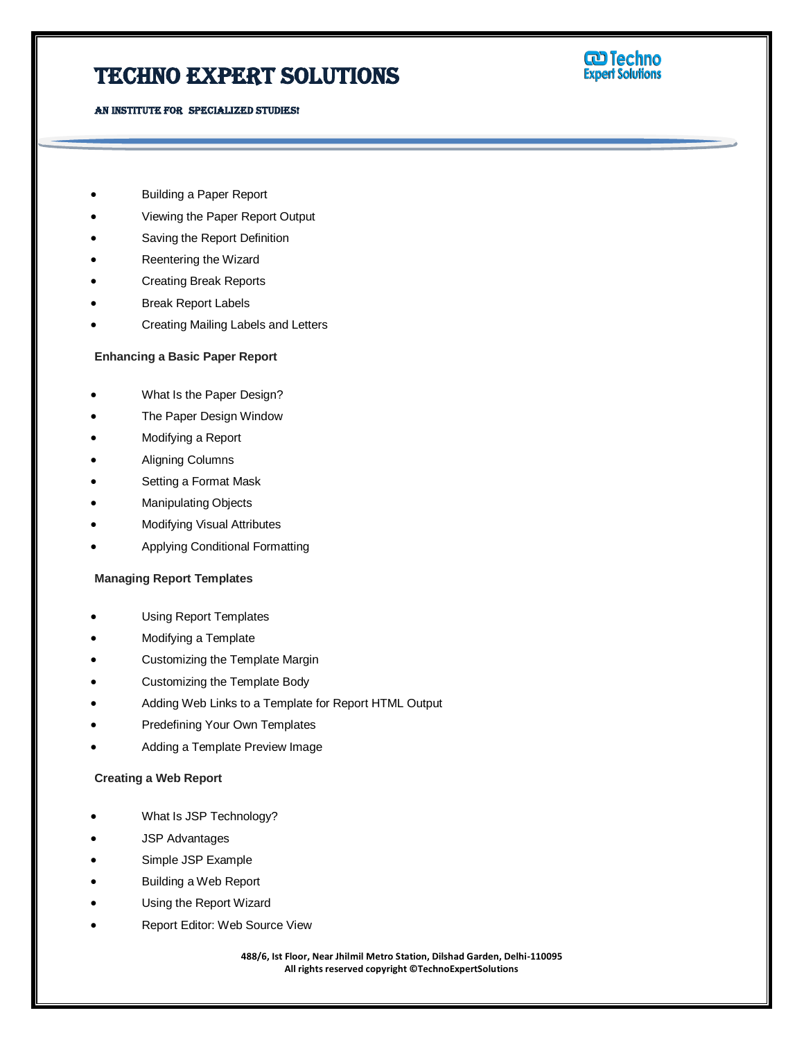- Building a Paper Report
- Viewing the Paper Report Output
- Saving the Report Definition
- Reentering the Wizard
- Creating Break Reports
- Break Report Labels
- Creating Mailing Labels and Letters

**Enhancing a Basic Paper Report**

- What Is the Paper Design?
- The Paper Design Window
- Modifying a Report
- Aligning Columns
- Setting a Format Mask
- Manipulating Objects
- Modifying Visual Attributes
- Applying Conditional Formatting

**Managing Report Templates**

- Using Report Templates
- Modifying a Template
- Customizing the Template Margin
- Customizing the Template Body
- Adding Web Links to a Template for Report HTML Output
- Predefining Your Own Templates
- Adding a Template Preview Image

**Creating a Web Report**

- What Is JSP Technology?
- JSP Advantages
- Simple JSP Example
- Building a Web Report
- Using the Report Wizard
- Report Editor: Web Source View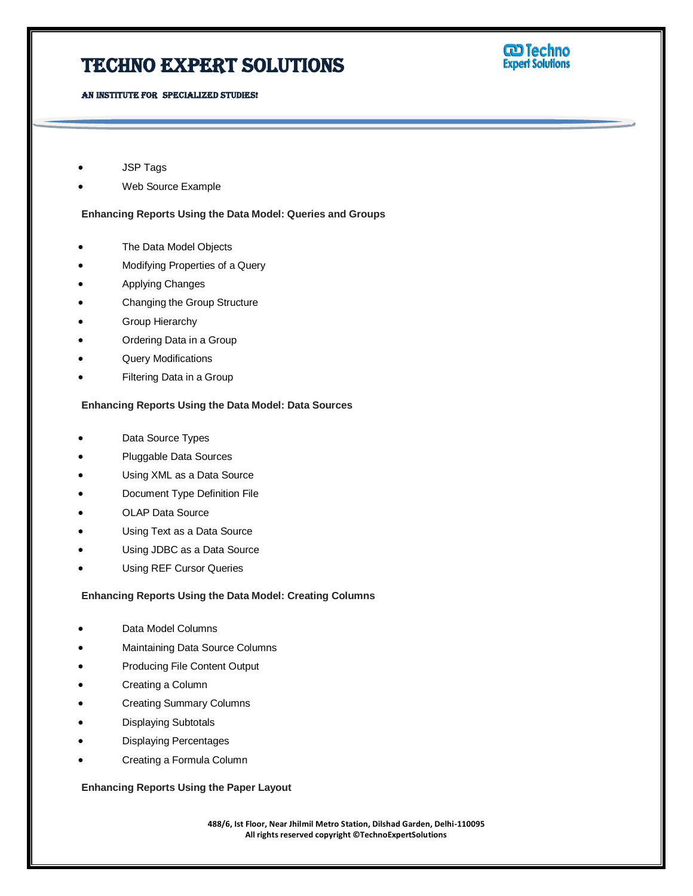- JSP Tags
- Web Source Example

**Enhancing Reports Using the Data Model: Queries and Groups**

- The Data Model Objects
- Modifying Properties of a Query
- Applying Changes
- Changing the Group Structure
- Group Hierarchy
- Ordering Data in a Group
- Query Modifications
- Filtering Data in a Group

**Enhancing Reports Using the Data Model: Data Sources**

- Data Source Types
- Pluggable Data Sources
- Using XML as a Data Source
- Document Type Definition File
- OLAP Data Source
- Using Text as a Data Source
- Using JDBC as a Data Source
- Using REF Cursor Queries

**Enhancing Reports Using the Data Model: Creating Columns**

- Data Model Columns
- Maintaining Data Source Columns
- Producing File Content Output
- Creating a Column
- Creating Summary Columns
- Displaying Subtotals
- Displaying Percentages
- Creating a Formula Column

**Enhancing Reports Using the Paper Layout**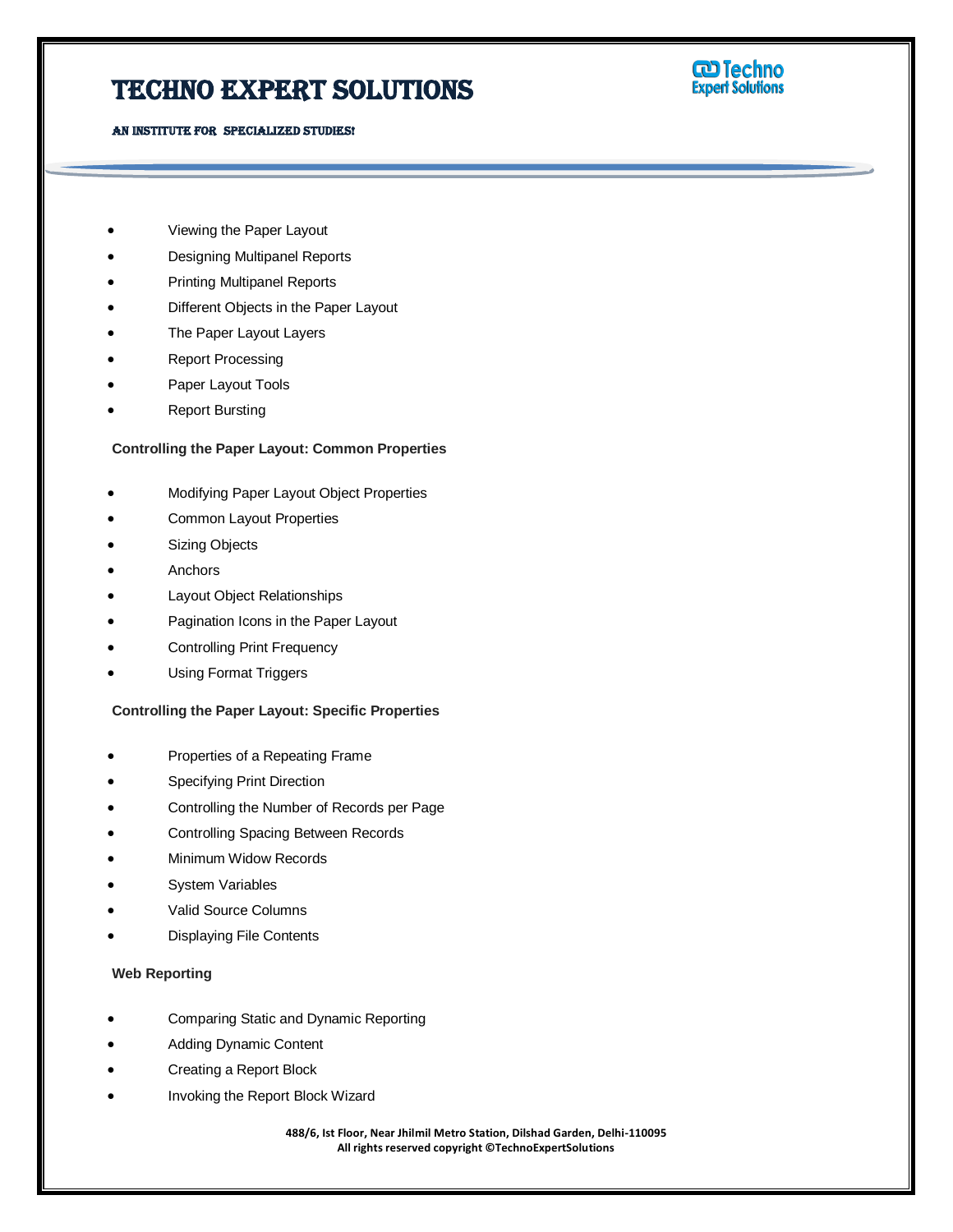- Viewing the Paper Layout
- Designing Multipanel Reports
- Printing Multipanel Reports
- Different Objects in the Paper Layout
- The Paper Layout Layers
- Report Processing
- Paper Layout Tools
- Report Bursting

**Controlling the Paper Layout: Common Properties**

- Modifying Paper Layout Object Properties
- Common Layout Properties
- Sizing Objects
- Anchors
- Layout Object Relationships
- Pagination Icons in the Paper Layout
- Controlling Print Frequency
- Using Format Triggers

**Controlling the Paper Layout: Specific Properties**

- Properties of a Repeating Frame
- Specifying Print Direction
- Controlling the Number of Records per Page
- Controlling Spacing Between Records
- Minimum Widow Records
- System Variables
- Valid Source Columns
- Displaying File Contents

**Web Reporting**

- Comparing Static and Dynamic Reporting
- Adding Dynamic Content
- Creating a Report Block
- Invoking the Report Block Wizard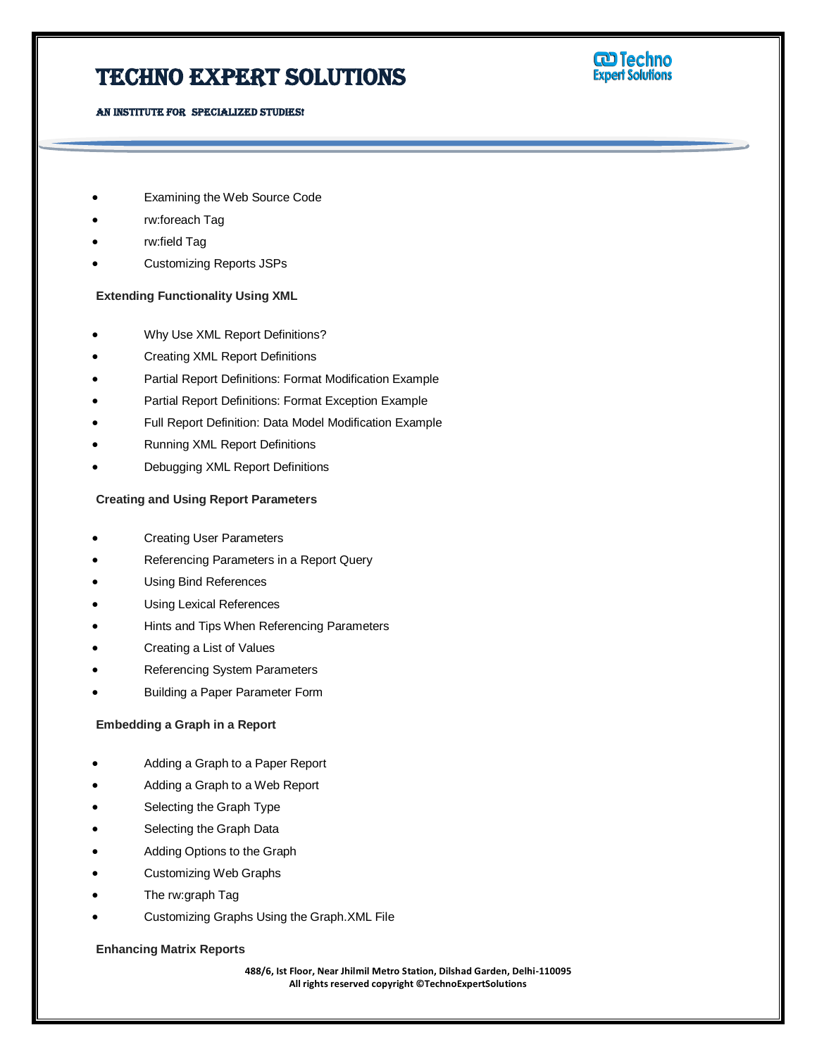- Examining the Web Source Code
- rw:foreach Tag
- rw:field Tag
- Customizing Reports JSPs

**Extending Functionality Using XML**

- Why Use XML Report Definitions?
- Creating XML Report Definitions
- Partial Report Definitions: Format Modification Example
- Partial Report Definitions: Format Exception Example
- Full Report Definition: Data Model Modification Example
- Running XML Report Definitions
- Debugging XML Report Definitions

**Creating and Using Report Parameters**

- Creating User Parameters
- Referencing Parameters in a Report Query
- Using Bind References
- Using Lexical References
- Hints and Tips When Referencing Parameters
- Creating a List of Values
- Referencing System Parameters
- Building a Paper Parameter Form

**Embedding a Graph in a Report**

- Adding a Graph to a Paper Report
- Adding a Graph to a Web Report
- Selecting the Graph Type
- Selecting the Graph Data
- Adding Options to the Graph
- Customizing Web Graphs
- The rw:graph Tag
- Customizing Graphs Using the Graph.XML File

**Enhancing Matrix Reports**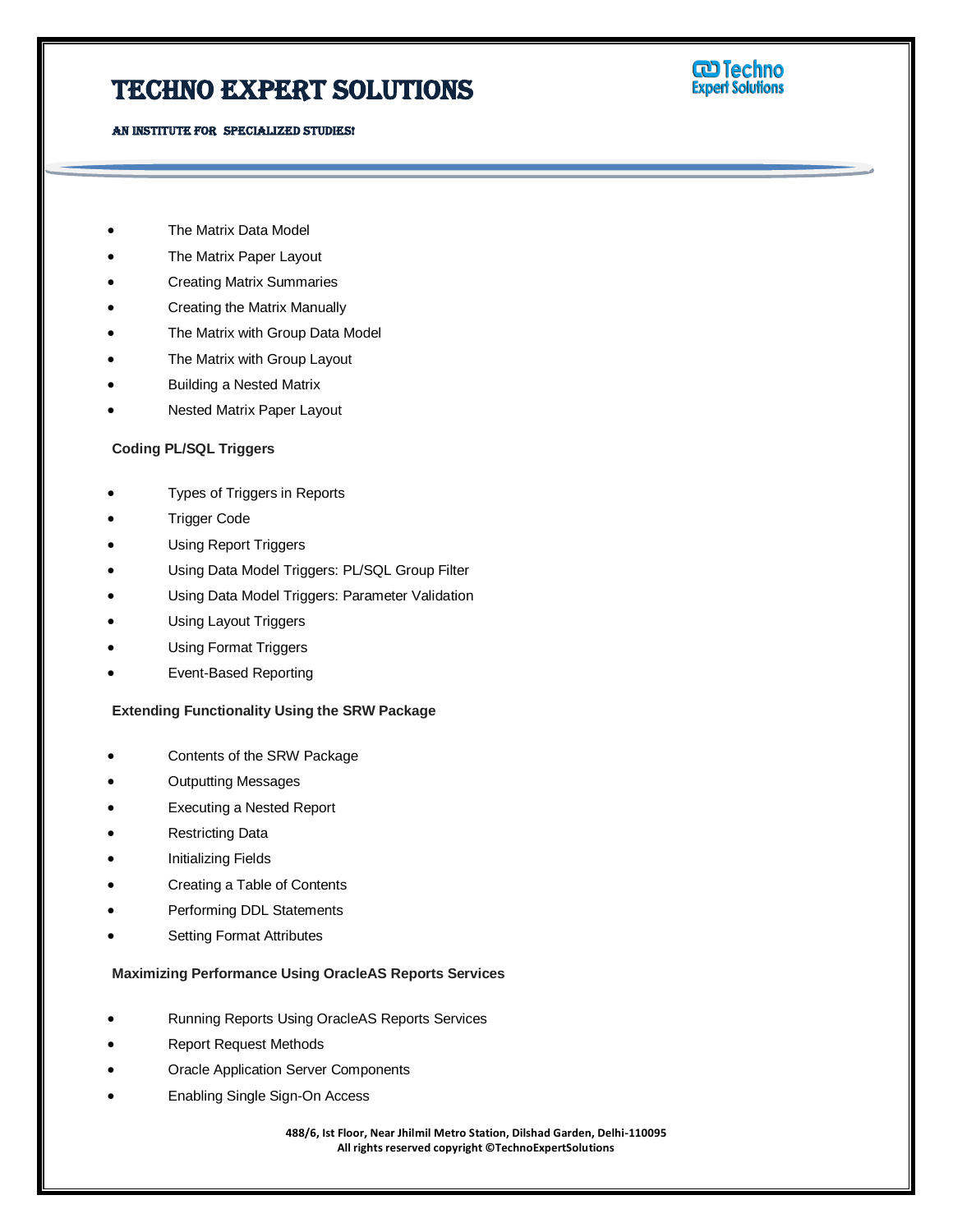- The Matrix Data Model
- The Matrix Paper Layout
- Creating Matrix Summaries
- Creating the Matrix Manually
- The Matrix with Group Data Model
- The Matrix with Group Layout
- Building a Nested Matrix
- Nested Matrix Paper Layout

**Coding PL/SQL Triggers**

- Types of Triggers in Reports
- Trigger Code
- Using Report Triggers
- Using Data Model Triggers: PL/SQL Group Filter
- Using Data Model Triggers: Parameter Validation
- Using Layout Triggers
- Using Format Triggers
- Event-Based Reporting

**Extending Functionality Using the SRW Package**

- Contents of the SRW Package
- Outputting Messages
- Executing a Nested Report
- Restricting Data
- Initializing Fields
- Creating a Table of Contents
- Performing DDL Statements
- Setting Format Attributes

**Maximizing Performance Using OracleAS Reports Services**

- Running Reports Using OracleAS Reports Services
- Report Request Methods
- Oracle Application Server Components
- Enabling Single Sign-On Access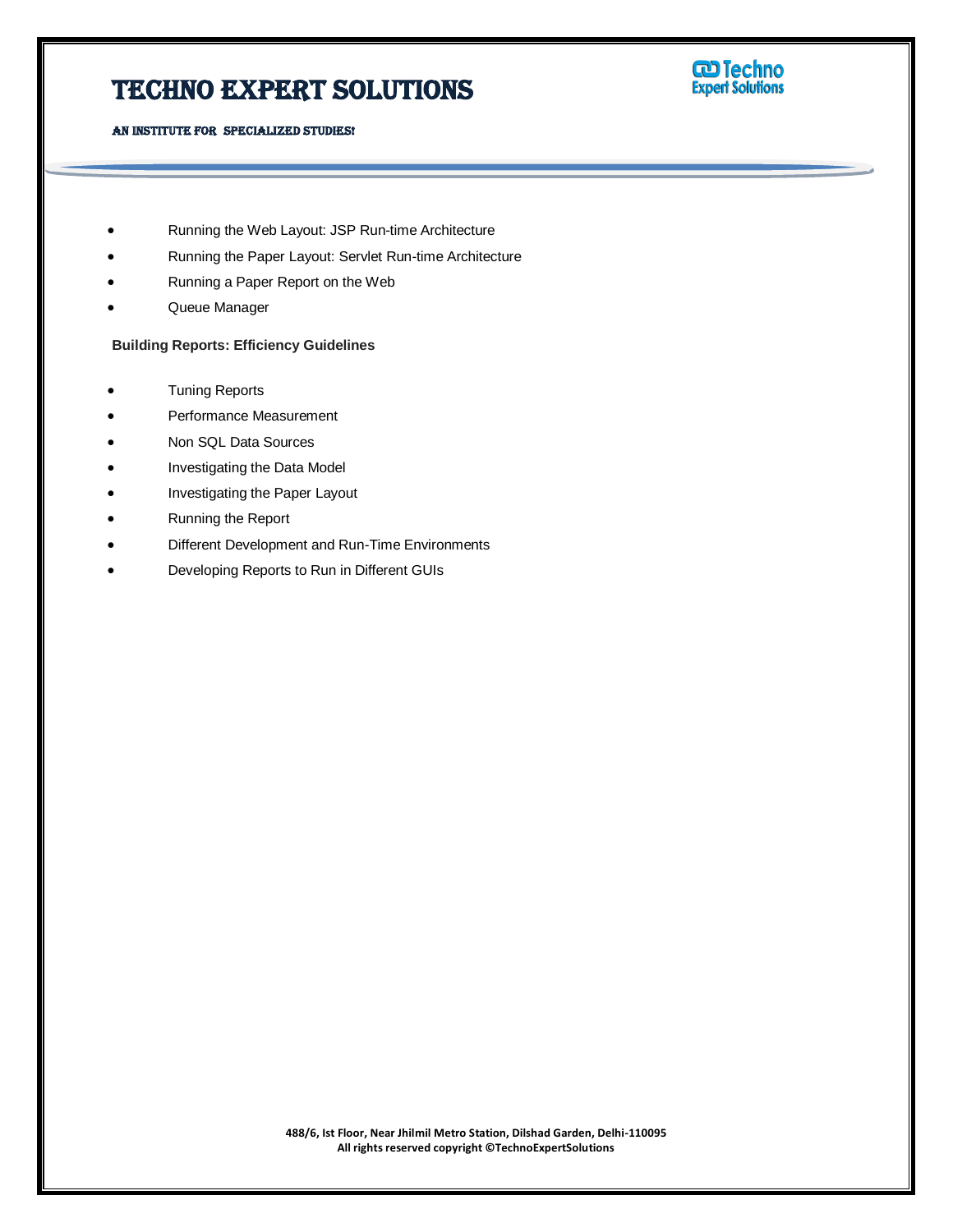- Running the Web Layout: JSP Run-time Architecture
- Running the Paper Layout: Servlet Run-time Architecture
- Running a Paper Report on the Web
- Queue Manager

**Building Reports: Efficiency Guidelines**

- Tuning Reports
- Performance Measurement
- Non SQL Data Sources
- Investigating the Data Model
- Investigating the Paper Layout
- Running the Report
- Different Development and Run-Time Environments
- Developing Reports to Run in Different GUIs